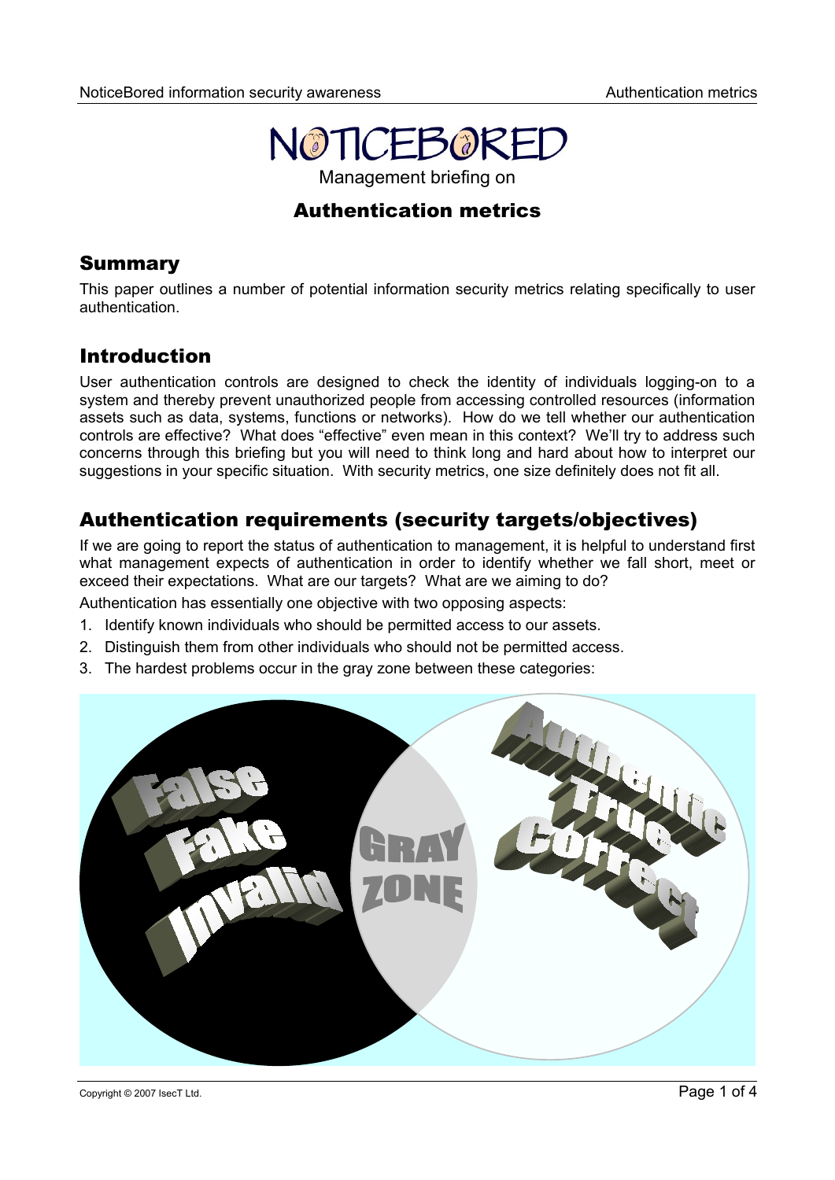# NOTICEBORED

Management briefing on

## Authentication metrics

## Summary

This paper outlines a number of potential information security metrics relating specifically to user authentication.

## Introduction

User authentication controls are designed to check the identity of individuals logging-on to a system and thereby prevent unauthorized people from accessing controlled resources (information assets such as data, systems, functions or networks). How do we tell whether our authentication controls are effective? What does "effective" even mean in this context? We'll try to address such concerns through this briefing but you will need to think long and hard about how to interpret our suggestions in your specific situation. With security metrics, one size definitely does not fit all.

## Authentication requirements (security targets/objectives)

If we are going to report the status of authentication to management, it is helpful to understand first what management expects of authentication in order to identify whether we fall short, meet or exceed their expectations. What are our targets? What are we aiming to do?

Authentication has essentially one objective with two opposing aspects:

1. Identify known individuals who should be permitted access to our assets.
2. Distinguish them from other individuals who should not be permitted access.
3. The hardest problems occur in the gray zone between these categories:

False Fake Invalid | GRAY ZONE | Authentic True Correct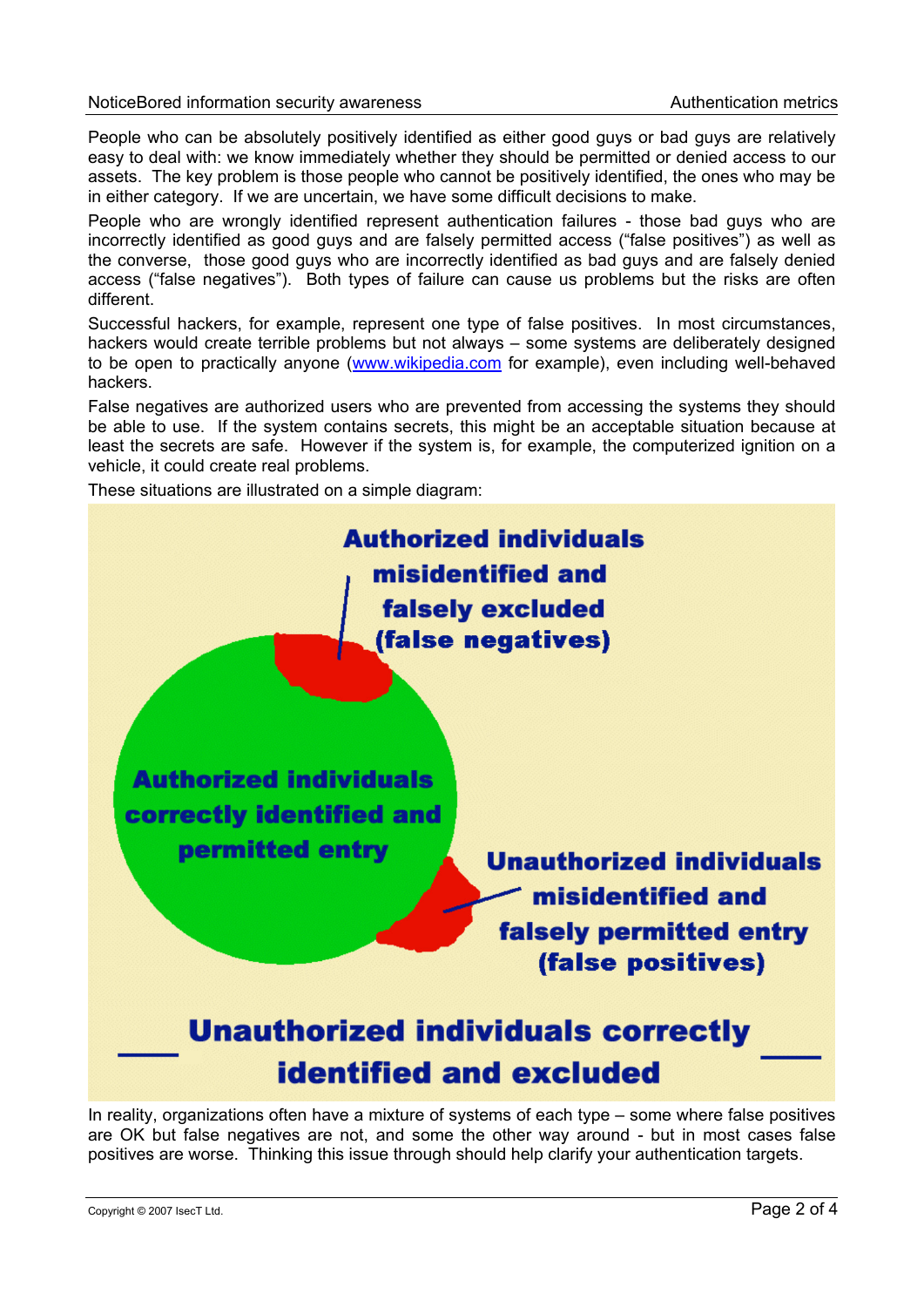People who can be absolutely positively identified as either good guys or bad guys are relatively easy to deal with: we know immediately whether they should be permitted or denied access to our assets. The key problem is those people who cannot be positively identified, the ones who may be in either category. If we are uncertain, we have some difficult decisions to make.

People who are wrongly identified represent authentication failures - those bad guys who are incorrectly identified as good guys and are falsely permitted access ("false positives") as well as the converse, those good guys who are incorrectly identified as bad guys and are falsely denied access ("false negatives"). Both types of failure can cause us problems but the risks are often different.

Successful hackers, for example, represent one type of false positives. In most circumstances, hackers would create terrible problems but not always – some systems are deliberately designed to be open to practically anyone (www.wikipedia.com for example), even including well-behaved hackers.

False negatives are authorized users who are prevented from accessing the systems they should be able to use. If the system contains secrets, this might be an acceptable situation because at least the secrets are safe. However if the system is, for example, the computerized ignition on a vehicle, it could create real problems.

These situations are illustrated on a simple diagram:

Authorized individuals misidentified and falsely excluded (false negatives)

Authorized individuals correctly identified and permitted entry

Unauthorized individuals misidentified and falsely permitted entry (false positives)

Unauthorized individuals correctly identified and excluded

In reality, organizations often have a mixture of systems of each type – some where false positives are OK but false negatives are not, and some the other way around - but in most cases false positives are worse. Thinking this issue through should help clarify your authentication targets.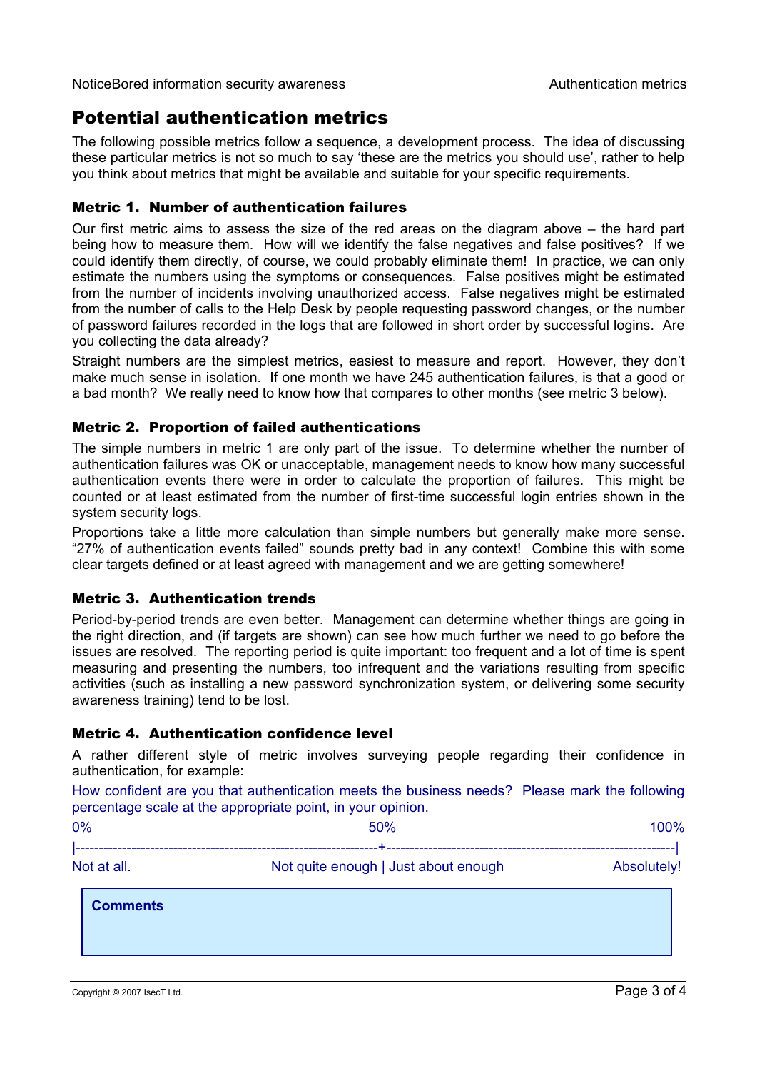# Potential authentication metrics

The following possible metrics follow a sequence, a development process. The idea of discussing these particular metrics is not so much to say 'these are the metrics you should use', rather to help you think about metrics that might be available and suitable for your specific requirements.

### Metric 1. Number of authentication failures

Our first metric aims to assess the size of the red areas on the diagram above – the hard part being how to measure them. How will we identify the false negatives and false positives? If we could identify them directly, of course, we could probably eliminate them! In practice, we can only estimate the numbers using the symptoms or consequences. False positives might be estimated from the number of incidents involving unauthorized access. False negatives might be estimated from the number of calls to the Help Desk by people requesting password changes, or the number of password failures recorded in the logs that are followed in short order by successful logins. Are you collecting the data already?

Straight numbers are the simplest metrics, easiest to measure and report. However, they don't make much sense in isolation. If one month we have 245 authentication failures, is that a good or a bad month? We really need to know how that compares to other months (see metric 3 below).

### Metric 2. Proportion of failed authentications

The simple numbers in metric 1 are only part of the issue. To determine whether the number of authentication failures was OK or unacceptable, management needs to know how many successful authentication events there were in order to calculate the proportion of failures. This might be counted or at least estimated from the number of first-time successful login entries shown in the system security logs.

Proportions take a little more calculation than simple numbers but generally make more sense. "27% of authentication events failed" sounds pretty bad in any context! Combine this with some clear targets defined or at least agreed with management and we are getting somewhere!

### Metric 3. Authentication trends

Period-by-period trends are even better. Management can determine whether things are going in the right direction, and (if targets are shown) can see how much further we need to go before the issues are resolved. The reporting period is quite important: too frequent and a lot of time is spent measuring and presenting the numbers, too infrequent and the variations resulting from specific activities (such as installing a new password synchronization system, or delivering some security awareness training) tend to be lost.

### Metric 4. Authentication confidence level

A rather different style of metric involves surveying people regarding their confidence in authentication, for example:

How confident are you that authentication meets the business needs? Please mark the following percentage scale at the appropriate point, in your opinion.

```
0%                                 50%                                 100%
|----------------------------------+----------------------------------|
Not at all.          Not quite enough | Just about enough          Absolutely!
```

**Comments**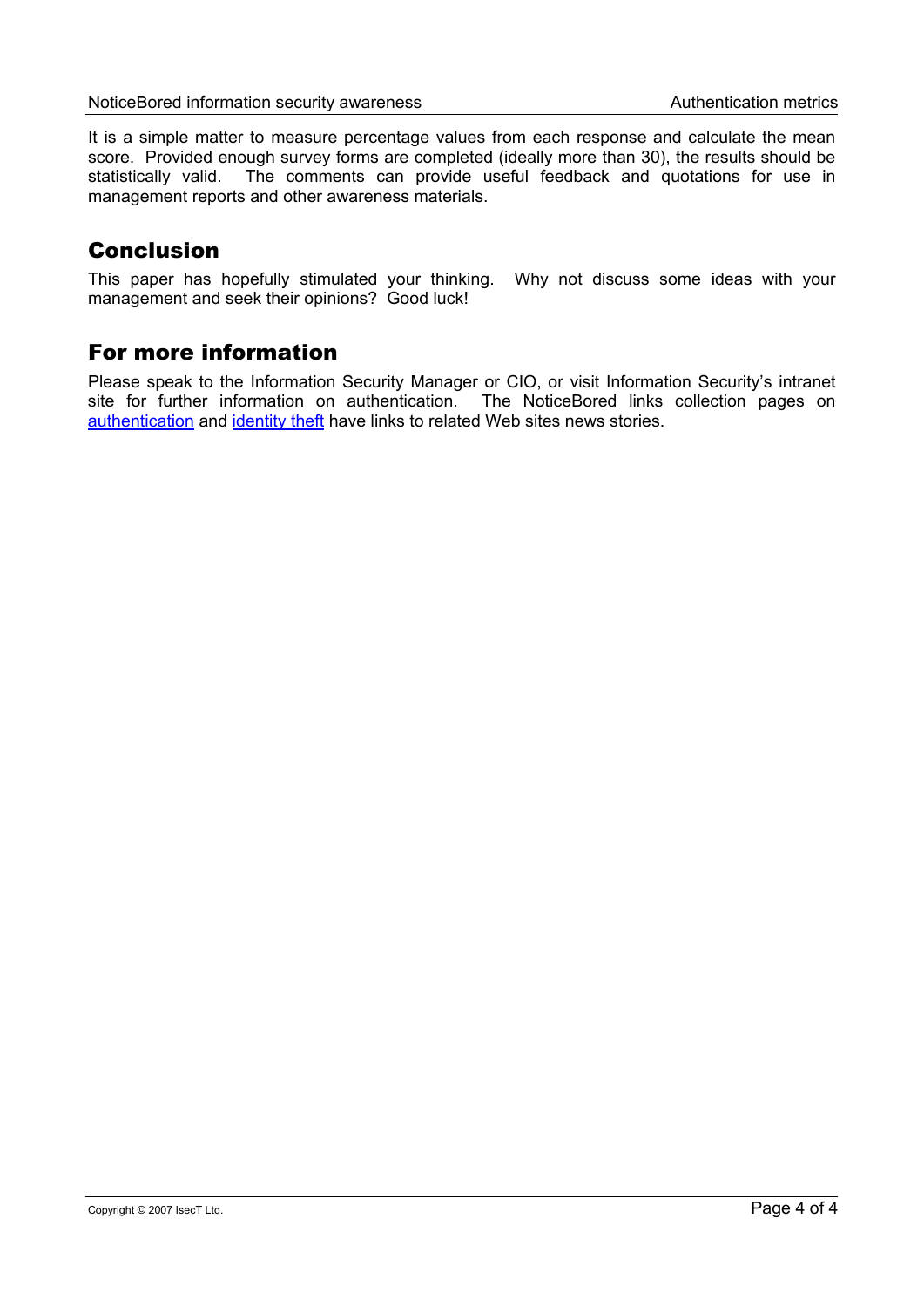It is a simple matter to measure percentage values from each response and calculate the mean score. Provided enough survey forms are completed (ideally more than 30), the results should be statistically valid. The comments can provide useful feedback and quotations for use in management reports and other awareness materials.

## Conclusion

This paper has hopefully stimulated your thinking. Why not discuss some ideas with your management and seek their opinions? Good luck!

## For more information

Please speak to the Information Security Manager or CIO, or visit Information Security's intranet site for further information on authentication. The NoticeBored links collection pages on authentication and identity theft have links to related Web sites news stories.